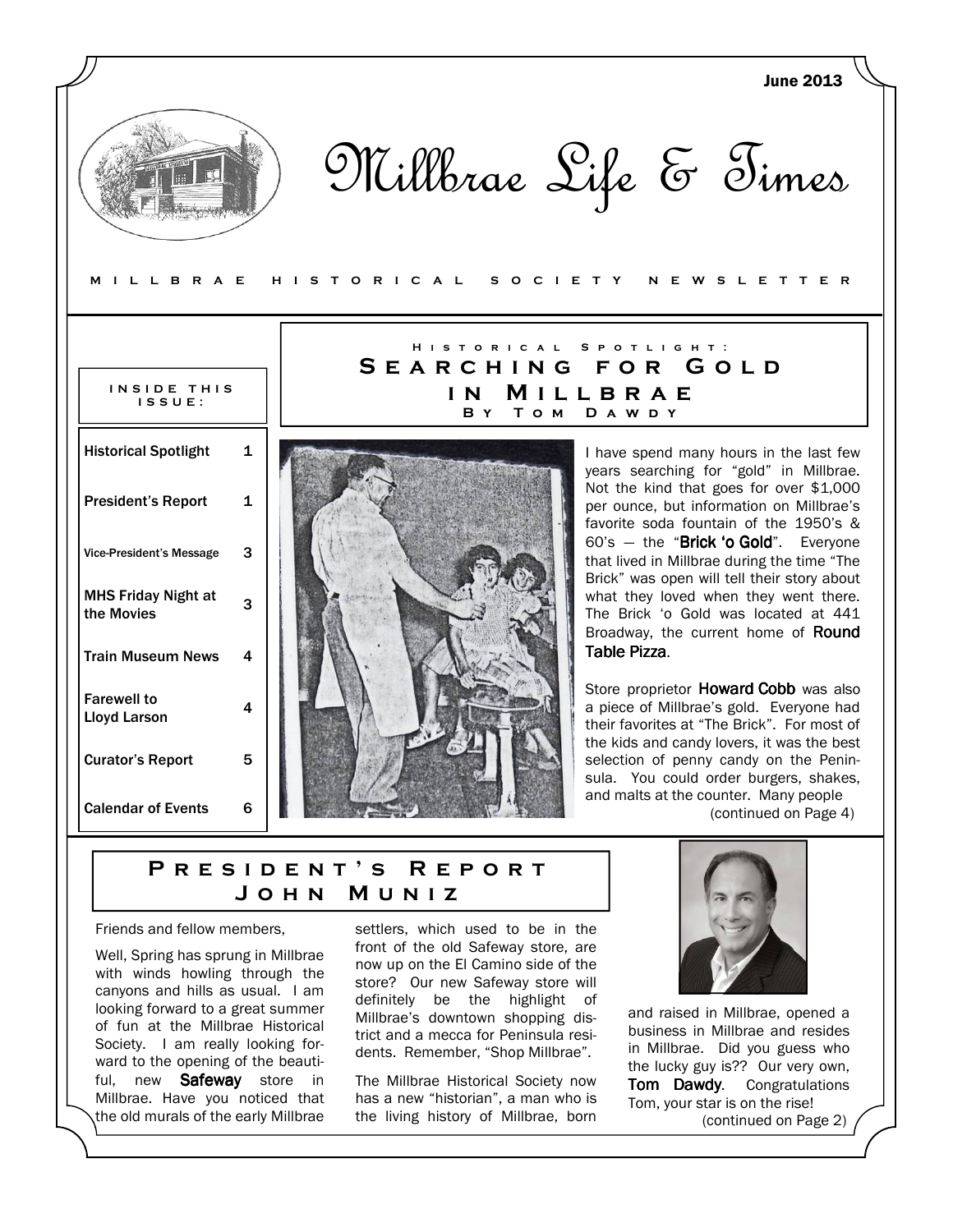June 2013

# Millbrae Life & Times

MILLBRAE HISTORICAL SOCIETY NEWSLETTER

**INSIDE THIS ISSUE:**

| Historical Spotlight | 1 |
| --- | --- |
| President's Report | 1 |
| Vice-President's Message | 3 |
| MHS Friday Night at the Movies | 3 |
| Train Museum News | 4 |
| Farewell to Lloyd Larson | 4 |
| Curator's Report | 5 |
| Calendar of Events | 6 |

## Historical Spotlight: Searching for Gold in Millbrae

### By Tom Dawdy

I have spend many hours in the last few years searching for "gold" in Millbrae. Not the kind that goes for over $1,000 per ounce, but information on Millbrae's favorite soda fountain of the 1950's & 60's — the "**Brick 'o Gold**". Everyone that lived in Millbrae during the time "The Brick" was open will tell their story about what they loved when they went there. The Brick 'o Gold was located at 441 Broadway, the current home of **Round Table Pizza**.

Store proprietor **Howard Cobb** was also a piece of Millbrae's gold. Everyone had their favorites at "The Brick". For most of the kids and candy lovers, it was the best selection of penny candy on the Peninsula. You could order burgers, shakes, and malts at the counter. Many people

(continued on Page 4)

## President's Report

### John Muniz

Friends and fellow members,

Well, Spring has sprung in Millbrae with winds howling through the canyons and hills as usual. I am looking forward to a great summer of fun at the Millbrae Historical Society. I am really looking forward to the opening of the beautiful, new **Safeway** store in Millbrae. Have you noticed that the old murals of the early Millbrae settlers, which used to be in the front of the old Safeway store, are now up on the El Camino side of the store? Our new Safeway store will definitely be the highlight of Millbrae's downtown shopping district and a mecca for Peninsula residents. Remember, "Shop Millbrae".

The Millbrae Historical Society now has a new "historian", a man who is the living history of Millbrae, born and raised in Millbrae, opened a business in Millbrae and resides in Millbrae. Did you guess who the lucky guy is?? Our very own, **Tom Dawdy**. Congratulations Tom, your star is on the rise!

(continued on Page 2)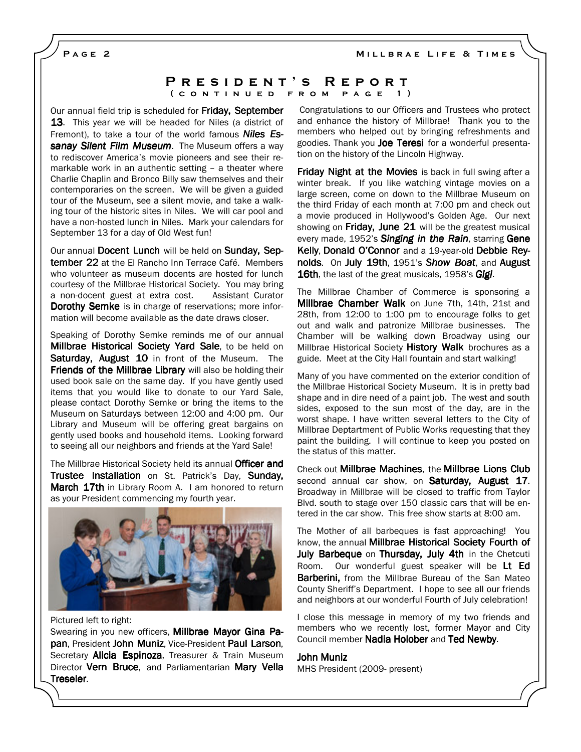## President's Report
### (continued from page 1)

Our annual field trip is scheduled for **Friday, September 13**. This year we will be headed for Niles (a district of Fremont), to take a tour of the world famous ***Niles Essanay Silent Film Museum***. The Museum offers a way to rediscover America's movie pioneers and see their remarkable work in an authentic setting – a theater where Charlie Chaplin and Bronco Billy saw themselves and their contemporaries on the screen. We will be given a guided tour of the Museum, see a silent movie, and take a walking tour of the historic sites in Niles. We will car pool and have a non-hosted lunch in Niles. Mark your calendars for September 13 for a day of Old West fun!

Our annual **Docent Lunch** will be held on **Sunday, September 22** at the El Rancho Inn Terrace Café. Members who volunteer as museum docents are hosted for lunch courtesy of The Millbrae Historical Society. You may bring a non-docent guest at extra cost. Assistant Curator **Dorothy Semke** is in charge of reservations; more information will become available as the date draws closer.

Speaking of Dorothy Semke reminds me of our annual **Millbrae Historical Society Yard Sale**, to be held on **Saturday, August 10** in front of the Museum. The **Friends of the Millbrae Library** will also be holding their used book sale on the same day. If you have gently used items that you would like to donate to our Yard Sale, please contact Dorothy Semke or bring the items to the Museum on Saturdays between 12:00 and 4:00 pm. Our Library and Museum will be offering great bargains on gently used books and household items. Looking forward to seeing all our neighbors and friends at the Yard Sale!

The Millbrae Historical Society held its annual **Officer and Trustee Installation** on St. Patrick's Day, **Sunday, March 17th** in Library Room A. I am honored to return as your President commencing my fourth year.

Pictured left to right:
Swearing in you new officers, **Millbrae Mayor Gina Papan**, President **John Muniz**, Vice-President **Paul Larson**, Secretary **Alicia Espinoza**, Treasurer & Train Museum Director **Vern Bruce**, and Parliamentarian **Mary Vella Treseler**.

Congratulations to our Officers and Trustees who protect and enhance the history of Millbrae! Thank you to the members who helped out by bringing refreshments and goodies. Thank you **Joe Teresi** for a wonderful presentation on the history of the Lincoln Highway.

**Friday Night at the Movies** is back in full swing after a winter break. If you like watching vintage movies on a large screen, come on down to the Millbrae Museum on the third Friday of each month at 7:00 pm and check out a movie produced in Hollywood's Golden Age. Our next showing on **Friday, June 21** will be the greatest musical every made, 1952's ***Singing in the Rain***, starring **Gene Kelly**, **Donald O'Connor** and a 19-year-old **Debbie Reynolds**. On **July 19th**, 1951's ***Show Boat***, and **August 16th**, the last of the great musicals, 1958's ***Gigi***.

The Millbrae Chamber of Commerce is sponsoring a **Millbrae Chamber Walk** on June 7th, 14th, 21st and 28th, from 12:00 to 1:00 pm to encourage folks to get out and walk and patronize Millbrae businesses. The Chamber will be walking down Broadway using our Millbrae Historical Society **History Walk** brochures as a guide. Meet at the City Hall fountain and start walking!

Many of you have commented on the exterior condition of the Millbrae Historical Society Museum. It is in pretty bad shape and in dire need of a paint job. The west and south sides, exposed to the sun most of the day, are in the worst shape. I have written several letters to the City of Millbrae Deptartment of Public Works requesting that they paint the building. I will continue to keep you posted on the status of this matter.

Check out **Millbrae Machines**, the **Millbrae Lions Club** second annual car show, on **Saturday, August 17**. Broadway in Millbrae will be closed to traffic from Taylor Blvd. south to stage over 150 classic cars that will be entered in the car show. This free show starts at 8:00 am.

The Mother of all barbeques is fast approaching! You know, the annual **Millbrae Historical Society Fourth of July Barbeque** on **Thursday, July 4th** in the Chetcuti Room. Our wonderful guest speaker will be **Lt Ed Barberini,** from the Millbrae Bureau of the San Mateo County Sheriff's Department. I hope to see all our friends and neighbors at our wonderful Fourth of July celebration!

I close this message in memory of my two friends and members who we recently lost, former Mayor and City Council member **Nadia Holober** and **Ted Newby**.

**John Muniz**
MHS President (2009- present)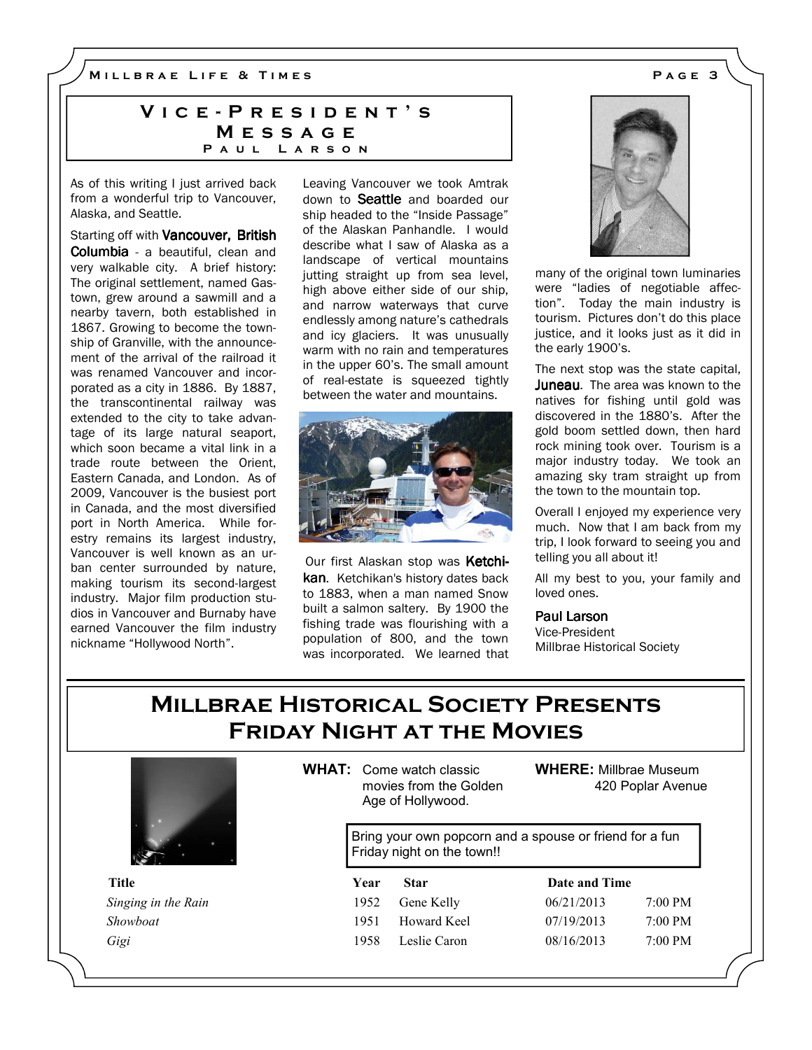## Vice-President's Message

### Paul Larson

As of this writing I just arrived back from a wonderful trip to Vancouver, Alaska, and Seattle.

Starting off with **Vancouver, British Columbia** - a beautiful, clean and very walkable city. A brief history: The original settlement, named Gastown, grew around a sawmill and a nearby tavern, both established in 1867. Growing to become the township of Granville, with the announcement of the arrival of the railroad it was renamed Vancouver and incorporated as a city in 1886. By 1887, the transcontinental railway was extended to the city to take advantage of its large natural seaport, which soon became a vital link in a trade route between the Orient, Eastern Canada, and London. As of 2009, Vancouver is the busiest port in Canada, and the most diversified port in North America. While forestry remains its largest industry, Vancouver is well known as an urban center surrounded by nature, making tourism its second-largest industry. Major film production studios in Vancouver and Burnaby have earned Vancouver the film industry nickname "Hollywood North".

Leaving Vancouver we took Amtrak down to **Seattle** and boarded our ship headed to the "Inside Passage" of the Alaskan Panhandle. I would describe what I saw of Alaska as a landscape of vertical mountains jutting straight up from sea level, high above either side of our ship, and narrow waterways that curve endlessly among nature's cathedrals and icy glaciers. It was unusually warm with no rain and temperatures in the upper 60's. The small amount of real-estate is squeezed tightly between the water and mountains.

Our first Alaskan stop was **Ketchikan**. Ketchikan's history dates back to 1883, when a man named Snow built a salmon saltery. By 1900 the fishing trade was flourishing with a population of 800, and the town was incorporated. We learned that many of the original town luminaries were "ladies of negotiable affection". Today the main industry is tourism. Pictures don't do this place justice, and it looks just as it did in the early 1900's.

The next stop was the state capital, **Juneau**. The area was known to the natives for fishing until gold was discovered in the 1880's. After the gold boom settled down, then hard rock mining took over. Tourism is a major industry today. We took an amazing sky tram straight up from the town to the mountain top.

Overall I enjoyed my experience very much. Now that I am back from my trip, I look forward to seeing you and telling you all about it!

All my best to you, your family and loved ones.

**Paul Larson**
Vice-President
Millbrae Historical Society

## Millbrae Historical Society Presents Friday Night at the Movies

**WHAT:** Come watch classic movies from the Golden Age of Hollywood.

**WHERE:** Millbrae Museum
420 Poplar Avenue

Bring your own popcorn and a spouse or friend for a fun Friday night on the town!!

| Title | Year | Star | Date and Time | |
|---|---|---|---|---|
| *Singing in the Rain* | 1952 | Gene Kelly | 06/21/2013 | 7:00 PM |
| *Showboat* | 1951 | Howard Keel | 07/19/2013 | 7:00 PM |
| *Gigi* | 1958 | Leslie Caron | 08/16/2013 | 7:00 PM |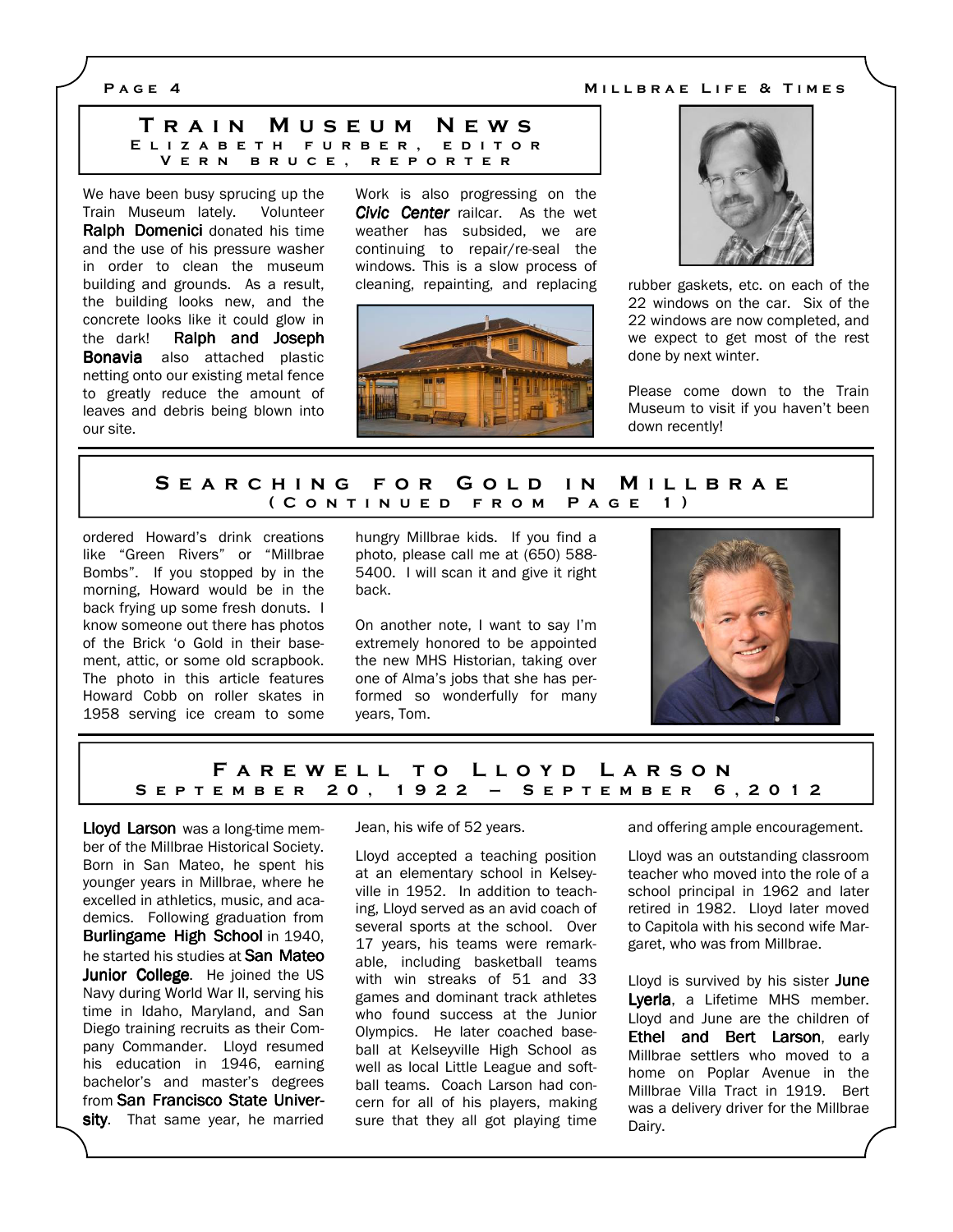## Train Museum News

**Elizabeth Furber, Editor**
**Vern Bruce, Reporter**

We have been busy sprucing up the Train Museum lately. Volunteer **Ralph Domenici** donated his time and the use of his pressure washer in order to clean the museum building and grounds. As a result, the building looks new, and the concrete looks like it could glow in the dark! **Ralph and Joseph Bonavia** also attached plastic netting onto our existing metal fence to greatly reduce the amount of leaves and debris being blown into our site.

Work is also progressing on the ***Civic Center*** railcar. As the wet weather has subsided, we are continuing to repair/re-seal the windows. This is a slow process of cleaning, repainting, and replacing rubber gaskets, etc. on each of the 22 windows on the car. Six of the 22 windows are now completed, and we expect to get most of the rest done by next winter.

Please come down to the Train Museum to visit if you haven't been down recently!

## Searching for Gold in Millbrae (Continued from Page 1)

ordered Howard's drink creations like "Green Rivers" or "Millbrae Bombs". If you stopped by in the morning, Howard would be in the back frying up some fresh donuts. I know someone out there has photos of the Brick 'o Gold in their basement, attic, or some old scrapbook. The photo in this article features Howard Cobb on roller skates in 1958 serving ice cream to some hungry Millbrae kids. If you find a photo, please call me at (650) 588-5400. I will scan it and give it right back.

On another note, I want to say I'm extremely honored to be appointed the new MHS Historian, taking over one of Alma's jobs that she has performed so wonderfully for many years, Tom.

## Farewell to Lloyd Larson

**September 20, 1922 – September 6, 2012**

**Lloyd Larson** was a long-time member of the Millbrae Historical Society. Born in San Mateo, he spent his younger years in Millbrae, where he excelled in athletics, music, and academics. Following graduation from **Burlingame High School** in 1940, he started his studies at **San Mateo Junior College**. He joined the US Navy during World War II, serving his time in Idaho, Maryland, and San Diego training recruits as their Company Commander. Lloyd resumed his education in 1946, earning bachelor's and master's degrees from **San Francisco State University**. That same year, he married Jean, his wife of 52 years.

Lloyd accepted a teaching position at an elementary school in Kelseyville in 1952. In addition to teaching, Lloyd served as an avid coach of several sports at the school. Over 17 years, his teams were remarkable, including basketball teams with win streaks of 51 and 33 games and dominant track athletes who found success at the Junior Olympics. He later coached baseball at Kelseyville High School as well as local Little League and softball teams. Coach Larson had concern for all of his players, making sure that they all got playing time and offering ample encouragement.

Lloyd was an outstanding classroom teacher who moved into the role of a school principal in 1962 and later retired in 1982. Lloyd later moved to Capitola with his second wife Margaret, who was from Millbrae.

Lloyd is survived by his sister **June Lyerla**, a Lifetime MHS member. Lloyd and June are the children of **Ethel and Bert Larson**, early Millbrae settlers who moved to a home on Poplar Avenue in the Millbrae Villa Tract in 1919. Bert was a delivery driver for the Millbrae Dairy.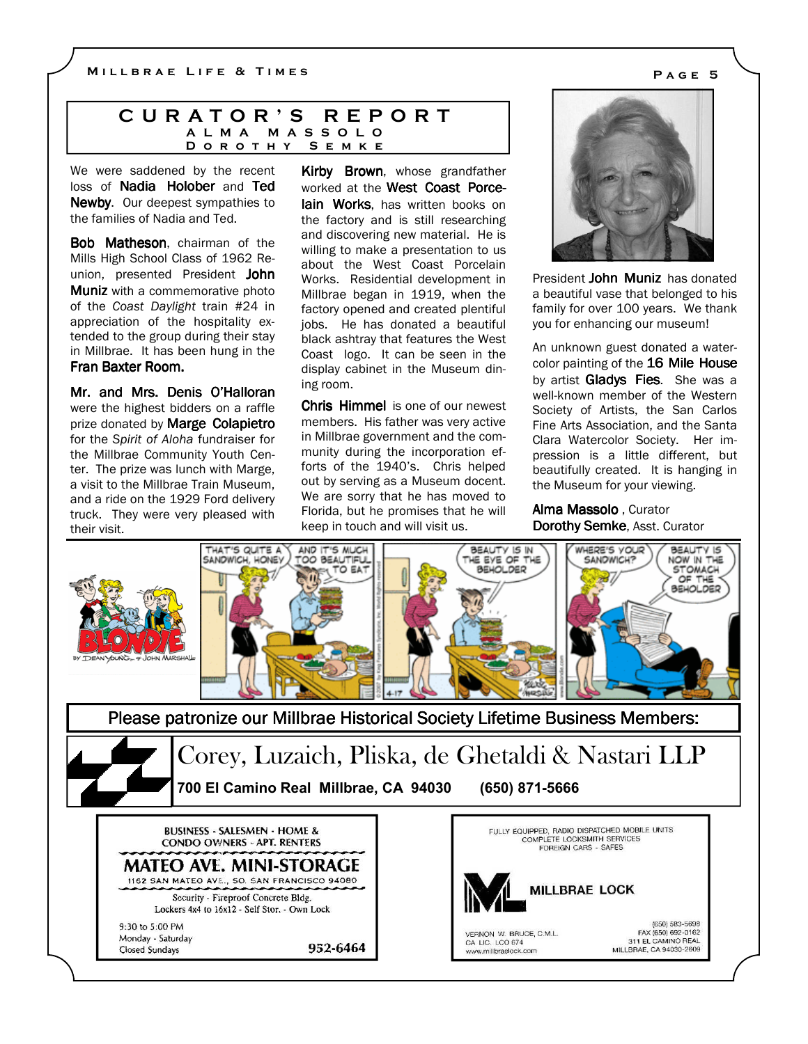# CURATOR'S REPORT

### ALMA MASSOLO
### DOROTHY SEMKE

We were saddened by the recent loss of **Nadia Holober** and **Ted Newby**. Our deepest sympathies to the families of Nadia and Ted.

**Bob Matheson**, chairman of the Mills High School Class of 1962 Reunion, presented President **John Muniz** with a commemorative photo of the *Coast Daylight* train #24 in appreciation of the hospitality extended to the group during their stay in Millbrae. It has been hung in the **Fran Baxter Room.**

**Mr. and Mrs. Denis O'Halloran** were the highest bidders on a raffle prize donated by **Marge Colapietro** for the *Spirit of Aloha* fundraiser for the Millbrae Community Youth Center. The prize was lunch with Marge, a visit to the Millbrae Train Museum, and a ride on the 1929 Ford delivery truck. They were very pleased with their visit.

**Kirby Brown**, whose grandfather worked at the **West Coast Porcelain Works**, has written books on the factory and is still researching and discovering new material. He is willing to make a presentation to us about the West Coast Porcelain Works. Residential development in Millbrae began in 1919, when the factory opened and created plentiful jobs. He has donated a beautiful black ashtray that features the West Coast logo. It can be seen in the display cabinet in the Museum dining room.

**Chris Himmel** is one of our newest members. His father was very active in Millbrae government and the community during the incorporation efforts of the 1940's. Chris helped out by serving as a Museum docent. We are sorry that he has moved to Florida, but he promises that he will keep in touch and will visit us.

President **John Muniz** has donated a beautiful vase that belonged to his family for over 100 years. We thank you for enhancing our museum!

An unknown guest donated a watercolor painting of the **16 Mile House** by artist **Gladys Fies**. She was a well-known member of the Western Society of Artists, the San Carlos Fine Arts Association, and the Santa Clara Watercolor Society. Her impression is a little different, but beautifully created. It is hanging in the Museum for your viewing.

**Alma Massolo**, Curator
**Dorothy Semke**, Asst. Curator

---

## Please patronize our Millbrae Historical Society Lifetime Business Members:

**Corey, Luzaich, Pliska, de Ghetaldi & Nastari LLP**
**700 El Camino Real Millbrae, CA 94030 (650) 871-5666**

BUSINESS - SALESMEN - HOME & CONDO OWNERS - APT. RENTERS
**MATEO AVE. MINI-STORAGE**
1162 SAN MATEO AVE., SO. SAN FRANCISCO 94080
Security - Fireproof Concrete Bldg.
Lockers 4x4 to 16x12 - Self Stor. - Own Lock
9:30 to 5:00 PM
Monday - Saturday
Closed Sundays
952-6464

FULLY EQUIPPED, RADIO DISPATCHED MOBILE UNITS
COMPLETE LOCKSMITH SERVICES
FOREIGN CARS - SAFES
**MILLBRAE LOCK**
VERNON W. BRUCE, C.M.L.
CA LIC. LCO 674
www.millbraelock.com
(650) 583-5698
FAX (650) 692-0162
311 EL CAMINO REAL
MILLBRAE, CA 94030-2609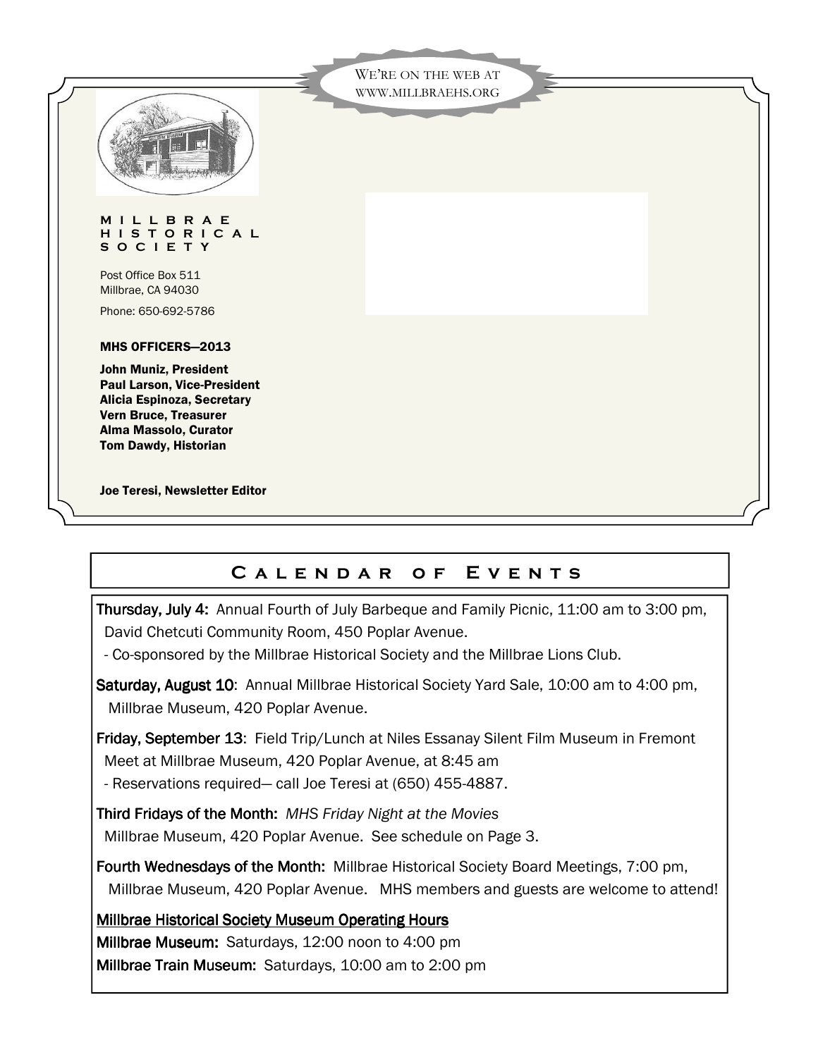WE'RE ON THE WEB AT
WWW.MILLBRAEHS.ORG

**MILLBRAE HISTORICAL SOCIETY**

Post Office Box 511
Millbrae, CA 94030

Phone: 650-692-5786

**MHS OFFICERS—2013**

**John Muniz, President**
**Paul Larson, Vice-President**
**Alicia Espinoza, Secretary**
**Vern Bruce, Treasurer**
**Alma Massolo, Curator**
**Tom Dawdy, Historian**

**Joe Teresi, Newsletter Editor**

## Calendar of Events

**Thursday, July 4:** Annual Fourth of July Barbeque and Family Picnic, 11:00 am to 3:00 pm, David Chetcuti Community Room, 450 Poplar Avenue.
- Co-sponsored by the Millbrae Historical Society and the Millbrae Lions Club.

**Saturday, August 10**: Annual Millbrae Historical Society Yard Sale, 10:00 am to 4:00 pm, Millbrae Museum, 420 Poplar Avenue.

**Friday, September 13**: Field Trip/Lunch at Niles Essanay Silent Film Museum in Fremont Meet at Millbrae Museum, 420 Poplar Avenue, at 8:45 am
- Reservations required— call Joe Teresi at (650) 455-4887.

**Third Fridays of the Month:** *MHS Friday Night at the Movies*
Millbrae Museum, 420 Poplar Avenue. See schedule on Page 3.

**Fourth Wednesdays of the Month:** Millbrae Historical Society Board Meetings, 7:00 pm, Millbrae Museum, 420 Poplar Avenue. MHS members and guests are welcome to attend!

**Millbrae Historical Society Museum Operating Hours**

**Millbrae Museum:** Saturdays, 12:00 noon to 4:00 pm
**Millbrae Train Museum:** Saturdays, 10:00 am to 2:00 pm